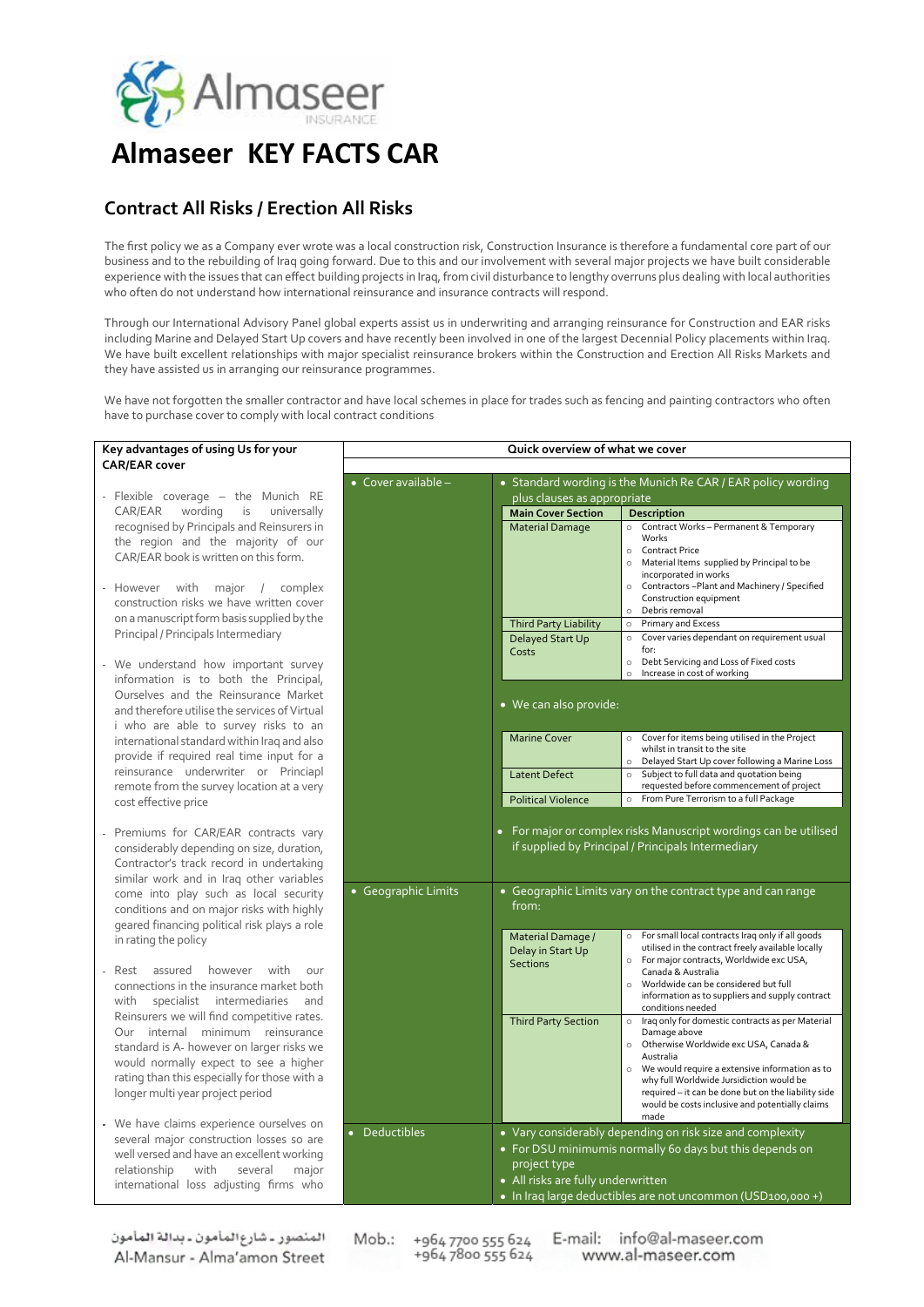Almaseer INSURANCE

# Almaseer KEY FACTS CAR

## Contract All Risks / Erection All Risks

The first policy we as a Company ever wrote was a local construction risk, Construction Insurance is therefore a fundamental core part of our business and to the rebuilding of Iraq going forward. Due to this and our involvement with several major projects we have built considerable experience with the issues that can effect building projects in Iraq, from civil disturbance to lengthy overruns plus dealing with local authorities who often do not understand how international reinsurance and insurance contracts will respond.

Through our International Advisory Panel global experts assist us in underwriting and arranging reinsurance for Construction and EAR risks including Marine and Delayed Start Up covers and have recently been involved in one of the largest Decennial Policy placements within Iraq. We have built excellent relationships with major specialist reinsurance brokers within the Construction and Erection All Risks Markets and they have assisted us in arranging our reinsurance programmes.

We have not forgotten the smaller contractor and have local schemes in place for trades such as fencing and painting contractors who often have to purchase cover to comply with local contract conditions

### Key advantages of using Us for your CAR/EAR cover

- Flexible coverage – the Munich RE CAR/EAR wording is universally recognised by Principals and Reinsurers in the region and the majority of our CAR/EAR book is written on this form.
- However with major / complex construction risks we have written cover on a manuscript form basis supplied by the Principal / Principals Intermediary
- We understand how important survey information is to both the Principal, Ourselves and the Reinsurance Market and therefore utilise the services of Virtual i who are able to survey risks to an international standard within Iraq and also provide if required real time input for a reinsurance underwriter or Principl remote from the survey location at a very cost effective price
- Premiums for CAR/EAR contracts vary considerably depending on size, duration, Contractor's track record in undertaking similar work and in Iraq other variables come into play such as local security conditions and on major risks with highly geared financing political risk plays a role in rating the policy
- Rest assured however with our connections in the insurance market both with specialist intermediaries and Reinsurers we will find competitive rates. Our internal minimum reinsurance standard is A- however on larger risks we would normally expect to see a higher rating than this especially for those with a longer multi year project period
- We have claims experience ourselves on several major construction losses so are well versed and have an excellent working relationship with several major international loss adjusting firms who

### Quick overview of what we cover

**Cover available –**

- Standard wording is the Munich Re CAR / EAR policy wording plus clauses as appropriate

| Main Cover Section | Description |
|---|---|
| Material Damage | ○ Contract Works – Permanent & Temporary Works<br>○ Contract Price<br>○ Material Items supplied by Principal to be incorporated in works<br>○ Contractors –Plant and Machinery / Specified Construction equipment<br>○ Debris removal |
| Third Party Liability | ○ Primary and Excess |
| Delayed Start Up Costs | ○ Cover varies dependant on requirement usual for:<br>○ Debt Servicing and Loss of Fixed costs<br>○ Increase in cost of working |

- We can also provide:

| | |
|---|---|
| Marine Cover | ○ Cover for items being utilised in the Project whilst in transit to the site<br>○ Delayed Start Up cover following a Marine Loss |
| Latent Defect | ○ Subject to full data and quotation being requested before commencement of project |
| Political Violence | ○ From Pure Terrorism to a full Package |

- For major or complex risks Manuscript wordings can be utilised if supplied by Principal / Principals Intermediary

**Geographic Limits**

- Geographic Limits vary on the contract type and can range from:

| | |
|---|---|
| Material Damage / Delay in Start Up Sections | ○ For small local contracts Iraq only if all goods utilised in the contract freely available locally<br>○ For major contracts, Worldwide exc USA, Canada & Australia<br>○ Worldwide can be considered but full information as to suppliers and supply contract conditions needed |
| Third Party Section | ○ Iraq only for domestic contracts as per Material Damage above<br>○ Otherwise Worldwide exc USA, Canada & Australia<br>○ We would require a extensive information as to why full Worldwide Jurisdiction would be required – it can be done but on the liability side would be costs inclusive and potentially claims made |

**Deductibles**

- Vary considerably depending on risk size and complexity
- For DSU minimumis normally 60 days but this depends on project type
- All risks are fully underwritten
- In Iraq large deductibles are not uncommon (USD100,000 +)

المنصور - شارع المأمون - بدالة المأمون
Al-Mansur - Alma'amon Street

Mob.: +964 7700 555 624 +964 7800 555 624

E-mail: info@al-maseer.com
www.al-maseer.com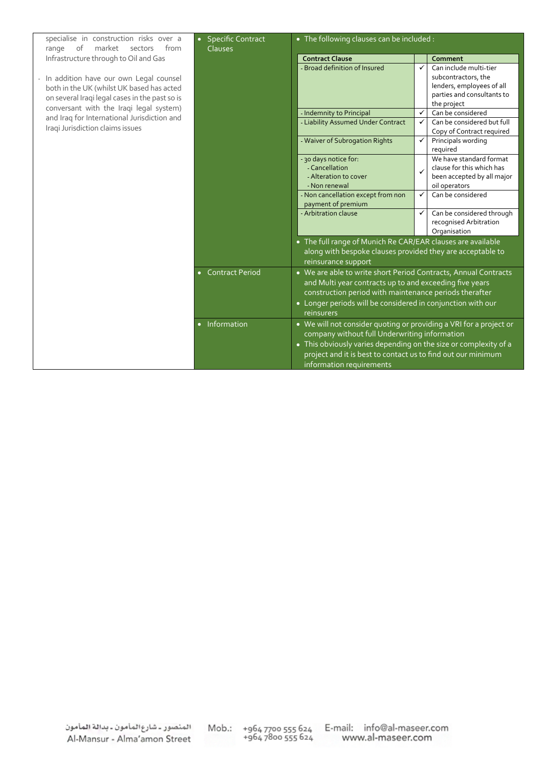| | | |
|---|---|---|
| specialise in construction risks over a range of market sectors from Infrastructure through to Oil and Gas<br><br>- In addition have our own Legal counsel both in the UK (whilst UK based has acted on several Iraqi legal cases in the past so is conversant with the Iraqi legal system) and Iraq for International Jurisdiction and Iraqi Jurisdiction claims issues | • Specific Contract Clauses | • The following clauses can be included :<br><br>**Contract Clause** / **Comment**<br>- Broad definition of Insured ✓ Can include multi-tier subcontractors, the lenders, employees of all parties and consultants to the project<br>- Indemnity to Principal ✓ Can be considered<br>- Liability Assumed Under Contract ✓ Can be considered but full Copy of Contract required<br>- Waiver of Subrogation Rights ✓ Principals wording required<br>- 30 days notice for: - Cancellation - Alteration to cover - Non renewal ✓ We have standard format clause for this which has been accepted by all major oil operators<br>- Non cancellation except from non payment of premium ✓ Can be considered<br>- Arbitration clause ✓ Can be considered through recognised Arbitration Organisation<br><br>• The full range of Munich Re CAR/EAR clauses are available along with bespoke clauses provided they are acceptable to reinsurance support |
| | • Contract Period | • We are able to write short Period Contracts, Annual Contracts and Multi year contracts up to and exceeding five years construction period with maintenance periods therafter<br>• Longer periods will be considered in conjunction with our reinsurers |
| | • Information | • We will not consider quoting or providing a VRI for a project or company without full Underwriting information<br>• This obviously varies depending on the size or complexity of a project and it is best to contact us to find out our minimum information requirements |

المنصور - شارع المأمون - بدالة المأمون
Al-Mansur - Alma'amon Street

Mob.: +964 7700 555 624
+964 7800 555 624

E-mail: info@al-maseer.com
www.al-maseer.com